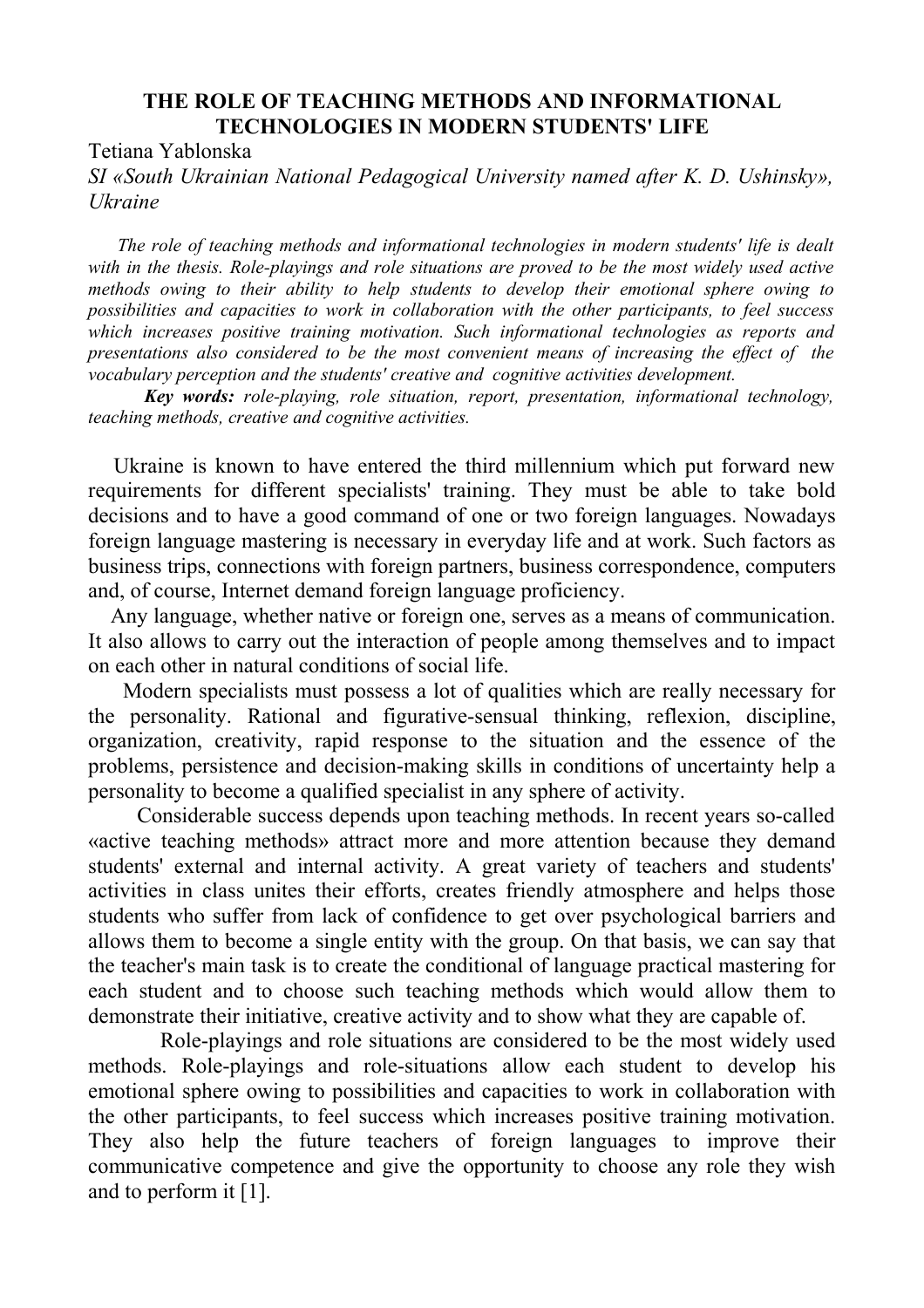# THE ROLE OF TEACHING METHODS AND INFORMATIONAL TECHNOLOGIES IN MODERN STUDENTS' LIFE

Tetiana Yablonska

*SI «South Ukrainian National Pedagogical University named after K. D. Ushinsky», Ukraine*

*The role of teaching methods and informational technologies in modern students' life is dealt with in the thesis. Role-playings and role situations are proved to be the most widely used active methods owing to their ability to help students to develop their emotional sphere owing to possibilities and capacities to work in collaboration with the other participants, to feel success which increases positive training motivation. Such informational technologies as reports and presentations also considered to be the most convenient means of increasing the effect of the vocabulary perception and the students' creative and cognitive activities development.*

***Key words:*** *role-playing, role situation, report, presentation, informational technology, teaching methods, creative and cognitive activities.*

Ukraine is known to have entered the third millennium which put forward new requirements for different specialists' training. They must be able to take bold decisions and to have a good command of one or two foreign languages. Nowadays foreign language mastering is necessary in everyday life and at work. Such factors as business trips, connections with foreign partners, business correspondence, computers and, of course, Internet demand foreign language proficiency.

Any language, whether native or foreign one, serves as a means of communication. It also allows to carry out the interaction of people among themselves and to impact on each other in natural conditions of social life.

Modern specialists must possess a lot of qualities which are really necessary for the personality. Rational and figurative-sensual thinking, reflexion, discipline, organization, creativity, rapid response to the situation and the essence of the problems, persistence and decision-making skills in conditions of uncertainty help a personality to become a qualified specialist in any sphere of activity.

Considerable success depends upon teaching methods. In recent years so-called «active teaching methods» attract more and more attention because they demand students' external and internal activity. A great variety of teachers and students' activities in class unites their efforts, creates friendly atmosphere and helps those students who suffer from lack of confidence to get over psychological barriers and allows them to become a single entity with the group. On that basis, we can say that the teacher's main task is to create the conditional of language practical mastering for each student and to choose such teaching methods which would allow them to demonstrate their initiative, creative activity and to show what they are capable of.

Role-playings and role situations are considered to be the most widely used methods. Role-playings and role-situations allow each student to develop his emotional sphere owing to possibilities and capacities to work in collaboration with the other participants, to feel success which increases positive training motivation. They also help the future teachers of foreign languages to improve their communicative competence and give the opportunity to choose any role they wish and to perform it [1].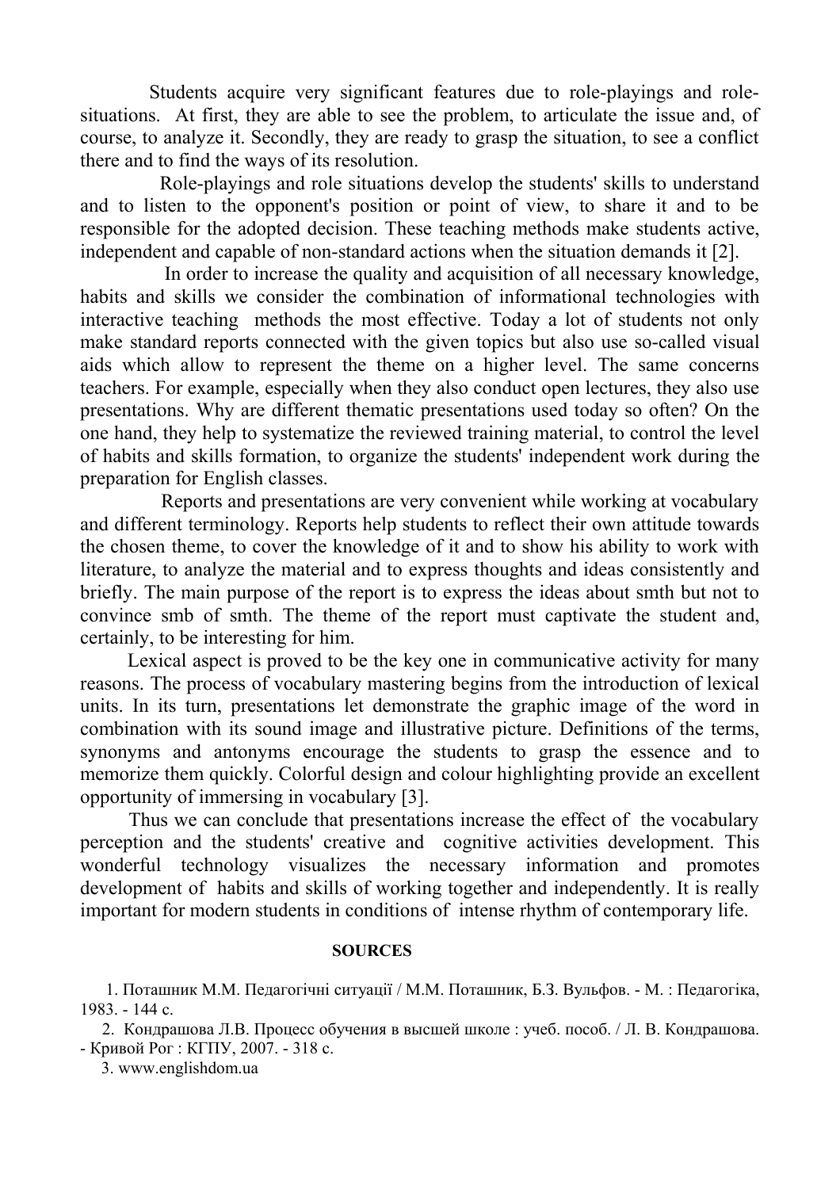Students acquire very significant features due to role-playings and role-situations. At first, they are able to see the problem, to articulate the issue and, of course, to analyze it. Secondly, they are ready to grasp the situation, to see a conflict there and to find the ways of its resolution.

Role-playings and role situations develop the students' skills to understand and to listen to the opponent's position or point of view, to share it and to be responsible for the adopted decision. These teaching methods make students active, independent and capable of non-standard actions when the situation demands it [2].

In order to increase the quality and acquisition of all necessary knowledge, habits and skills we consider the combination of informational technologies with interactive teaching methods the most effective. Today a lot of students not only make standard reports connected with the given topics but also use so-called visual aids which allow to represent the theme on a higher level. The same concerns teachers. For example, especially when they also conduct open lectures, they also use presentations. Why are different thematic presentations used today so often? On the one hand, they help to systematize the reviewed training material, to control the level of habits and skills formation, to organize the students' independent work during the preparation for English classes.

Reports and presentations are very convenient while working at vocabulary and different terminology. Reports help students to reflect their own attitude towards the chosen theme, to cover the knowledge of it and to show his ability to work with literature, to analyze the material and to express thoughts and ideas consistently and briefly. The main purpose of the report is to express the ideas about smth but not to convince smb of smth. The theme of the report must captivate the student and, certainly, to be interesting for him.

Lexical aspect is proved to be the key one in communicative activity for many reasons. The process of vocabulary mastering begins from the introduction of lexical units. In its turn, presentations let demonstrate the graphic image of the word in combination with its sound image and illustrative picture. Definitions of the terms, synonyms and antonyms encourage the students to grasp the essence and to memorize them quickly. Colorful design and colour highlighting provide an excellent opportunity of immersing in vocabulary [3].

Thus we can conclude that presentations increase the effect of the vocabulary perception and the students' creative and cognitive activities development. This wonderful technology visualizes the necessary information and promotes development of habits and skills of working together and independently. It is really important for modern students in conditions of intense rhythm of contemporary life.

## SOURCES

1. Поташник М.М. Педагогічні ситуації / М.М. Поташник, Б.З. Вульфов. - М. : Педагогіка, 1983. - 144 с.
2. Кондрашова Л.В. Процесс обучения в высшей школе : учеб. пособ. / Л. В. Кондрашова. - Кривой Рог : КГПУ, 2007. - 318 с.
3. www.englishdom.ua